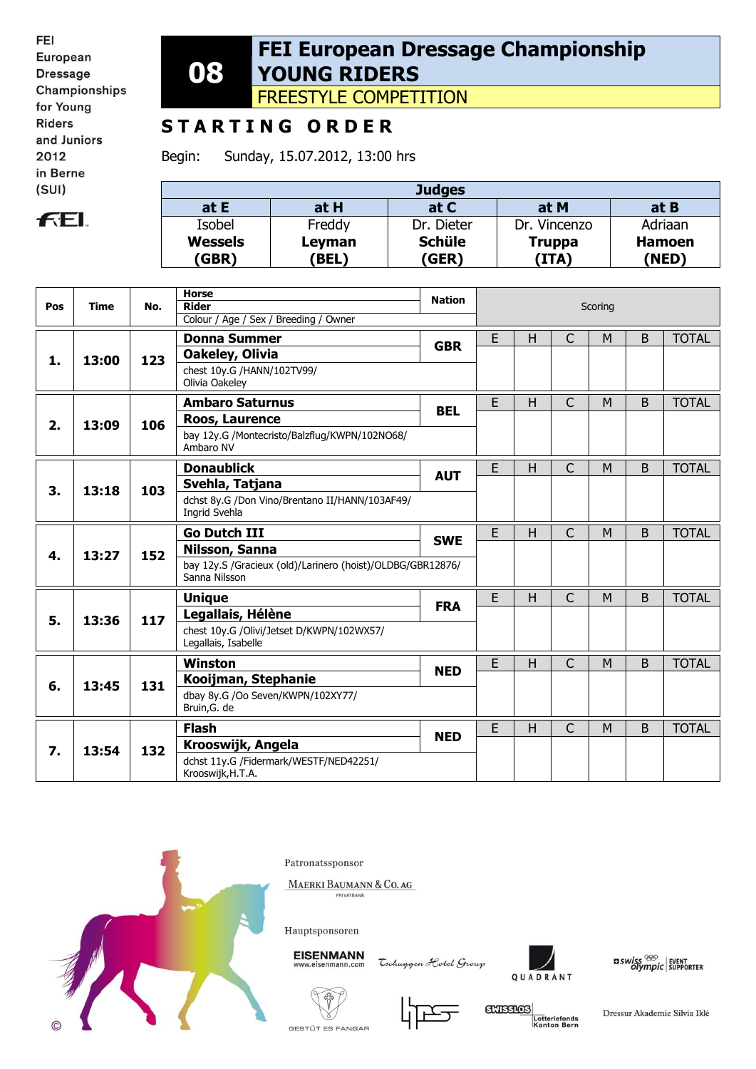FEI European Dressage Championships for Young Riders and Juniors 2012 in Berne (SUI)

# 08 FEI European Dressage Championship YOUNG RIDERS

## FREESTYLE COMPETITION

## STARTING ORDER

Begin: Sunday, 15.07.2012, 13:00 hrs

| Judges | | | | |
|---|---|---|---|---|
| at E | at H | at C | at M | at B |
| Isobel **Wessels (GBR)** | Freddy **Leyman (BEL)** | Dr. Dieter **Schüle (GER)** | Dr. Vincenzo **Truppa (ITA)** | Adriaan **Hamoen (NED)** |

| Pos | Time | No. | Horse / Rider / Colour / Age / Sex / Breeding / Owner | Nation | E | H | C | M | B | TOTAL |
|---|---|---|---|---|---|---|---|---|---|---|
| 1. | 13:00 | 123 | **Donna Summer** **Oakeley, Olivia** chest 10y.G /HANN/102TV99/ Olivia Oakeley | GBR | | | | | | |
| 2. | 13:09 | 106 | **Ambaro Saturnus** **Roos, Laurence** bay 12y.G /Montecristo/Balzflug/KWPN/102NO68/ Ambaro NV | BEL | | | | | | |
| 3. | 13:18 | 103 | **Donaublick** **Svehla, Tatjana** dchst 8y.G /Don Vino/Brentano II/HANN/103AF49/ Ingrid Svehla | AUT | | | | | | |
| 4. | 13:27 | 152 | **Go Dutch III** **Nilsson, Sanna** bay 12y.S /Gracieux (old)/Larinero (hoist)/OLDBG/GBR12876/ Sanna Nilsson | SWE | | | | | | |
| 5. | 13:36 | 117 | **Unique** **Legallais, Hélène** chest 10y.G /Olivi/Jetset D/KWPN/102WX57/ Legallais, Isabelle | FRA | | | | | | |
| 6. | 13:45 | 131 | **Winston** **Kooijman, Stephanie** dbay 8y.G /Oo Seven/KWPN/102XY77/ Bruin,G. de | NED | | | | | | |
| 7. | 13:54 | 132 | **Flash** **Krooswijk, Angela** dchst 11y.G /Fidermark/WESTF/NED42251/ Krooswijk,H.T.A. | NED | | | | | | |

Patronatssponsor

MAERKI BAUMANN & CO. AG PRIVATBANK

Hauptsponsoren

EISENMANN www.eisenmann.com — Tschuggen Hotel Group — QUADRANT — swiss olympic EVENT SUPPORTER — GESTÜT ES FANGAR — SWISSLOS Lotteriefonds Kanton Bern — Dressur Akademie Silvia Iklé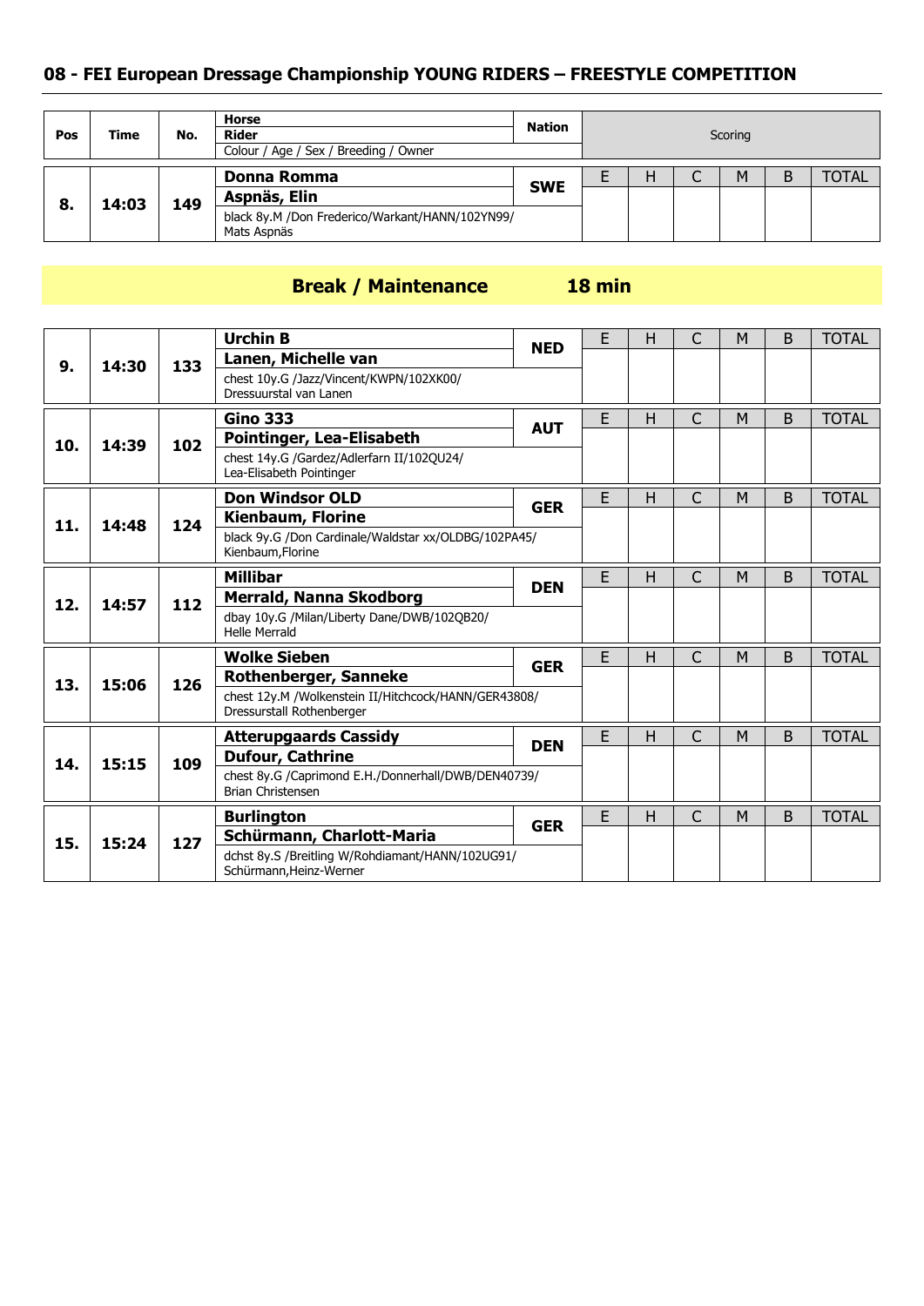## 08 - FEI European Dressage Championship YOUNG RIDERS – FREESTYLE COMPETITION

| Pos | Time | No. | Horse / Rider / Colour / Age / Sex / Breeding / Owner | Nation | E | H | C | M | B | TOTAL |
|---|---|---|---|---|---|---|---|---|---|---|
| 8. | 14:03 | 149 | **Donna Romma**<br>**Aspnäs, Elin**<br>black 8y.M /Don Frederico/Warkant/HANN/102YN99/ Mats Aspnäs | **SWE** | | | | | | |
| **Break / Maintenance** | | | **18 min** | | | | | | | |
| 9. | 14:30 | 133 | **Urchin B**<br>**Lanen, Michelle van**<br>chest 10y.G /Jazz/Vincent/KWPN/102XK00/ Dressuurstal van Lanen | **NED** | | | | | | |
| 10. | 14:39 | 102 | **Gino 333**<br>**Pointinger, Lea-Elisabeth**<br>chest 14y.G /Gardez/Adlerfarn II/102QU24/ Lea-Elisabeth Pointinger | **AUT** | | | | | | |
| 11. | 14:48 | 124 | **Don Windsor OLD**<br>**Kienbaum, Florine**<br>black 9y.G /Don Cardinale/Waldstar xx/OLDBG/102PA45/ Kienbaum,Florine | **GER** | | | | | | |
| 12. | 14:57 | 112 | **Millibar**<br>**Merrald, Nanna Skodborg**<br>dbay 10y.G /Milan/Liberty Dane/DWB/102QB20/ Helle Merrald | **DEN** | | | | | | |
| 13. | 15:06 | 126 | **Wolke Sieben**<br>**Rothenberger, Sanneke**<br>chest 12y.M /Wolkenstein II/Hitchcock/HANN/GER43808/ Dressurstall Rothenberger | **GER** | | | | | | |
| 14. | 15:15 | 109 | **Atterupgaards Cassidy**<br>**Dufour, Cathrine**<br>chest 8y.G /Caprimond E.H./Donnerhall/DWB/DEN40739/ Brian Christensen | **DEN** | | | | | | |
| 15. | 15:24 | 127 | **Burlington**<br>**Schürmann, Charlott-Maria**<br>dchst 8y.S /Breitling W/Rohdiamant/HANN/102UG91/ Schürmann,Heinz-Werner | **GER** | | | | | | |